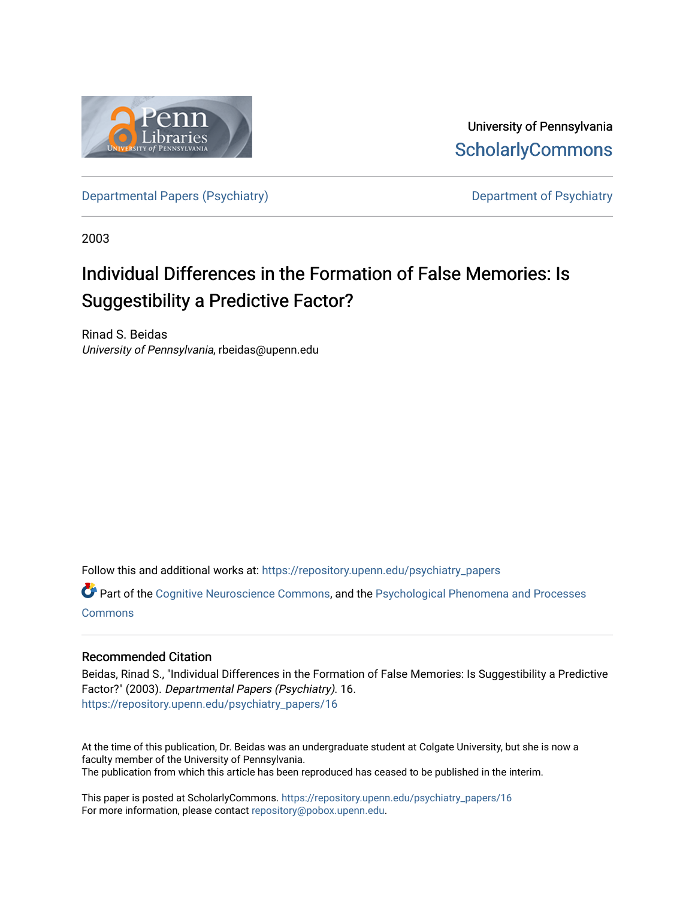University of Pennsylvania
ScholarlyCommons

Departmental Papers (Psychiatry) Department of Psychiatry

2003

# Individual Differences in the Formation of False Memories: Is Suggestibility a Predictive Factor?

Rinad S. Beidas
*University of Pennsylvania*, rbeidas@upenn.edu

Follow this and additional works at: https://repository.upenn.edu/psychiatry_papers

Part of the Cognitive Neuroscience Commons, and the Psychological Phenomena and Processes Commons

## Recommended Citation

Beidas, Rinad S., "Individual Differences in the Formation of False Memories: Is Suggestibility a Predictive Factor?" (2003). *Departmental Papers (Psychiatry)*. 16.
https://repository.upenn.edu/psychiatry_papers/16

At the time of this publication, Dr. Beidas was an undergraduate student at Colgate University, but she is now a faculty member of the University of Pennsylvania.
The publication from which this article has been reproduced has ceased to be published in the interim.

This paper is posted at ScholarlyCommons. https://repository.upenn.edu/psychiatry_papers/16
For more information, please contact repository@pobox.upenn.edu.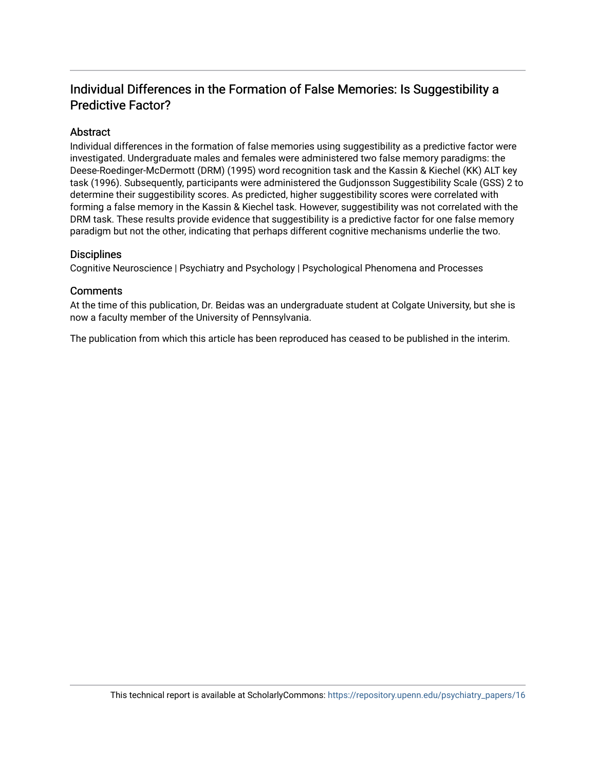# Individual Differences in the Formation of False Memories: Is Suggestibility a Predictive Factor?

## Abstract

Individual differences in the formation of false memories using suggestibility as a predictive factor were investigated. Undergraduate males and females were administered two false memory paradigms: the Deese-Roedinger-McDermott (DRM) (1995) word recognition task and the Kassin & Kiechel (KK) ALT key task (1996). Subsequently, participants were administered the Gudjonsson Suggestibility Scale (GSS) 2 to determine their suggestibility scores. As predicted, higher suggestibility scores were correlated with forming a false memory in the Kassin & Kiechel task. However, suggestibility was not correlated with the DRM task. These results provide evidence that suggestibility is a predictive factor for one false memory paradigm but not the other, indicating that perhaps different cognitive mechanisms underlie the two.

## Disciplines

Cognitive Neuroscience | Psychiatry and Psychology | Psychological Phenomena and Processes

## Comments

At the time of this publication, Dr. Beidas was an undergraduate student at Colgate University, but she is now a faculty member of the University of Pennsylvania.

The publication from which this article has been reproduced has ceased to be published in the interim.

This technical report is available at ScholarlyCommons: https://repository.upenn.edu/psychiatry_papers/16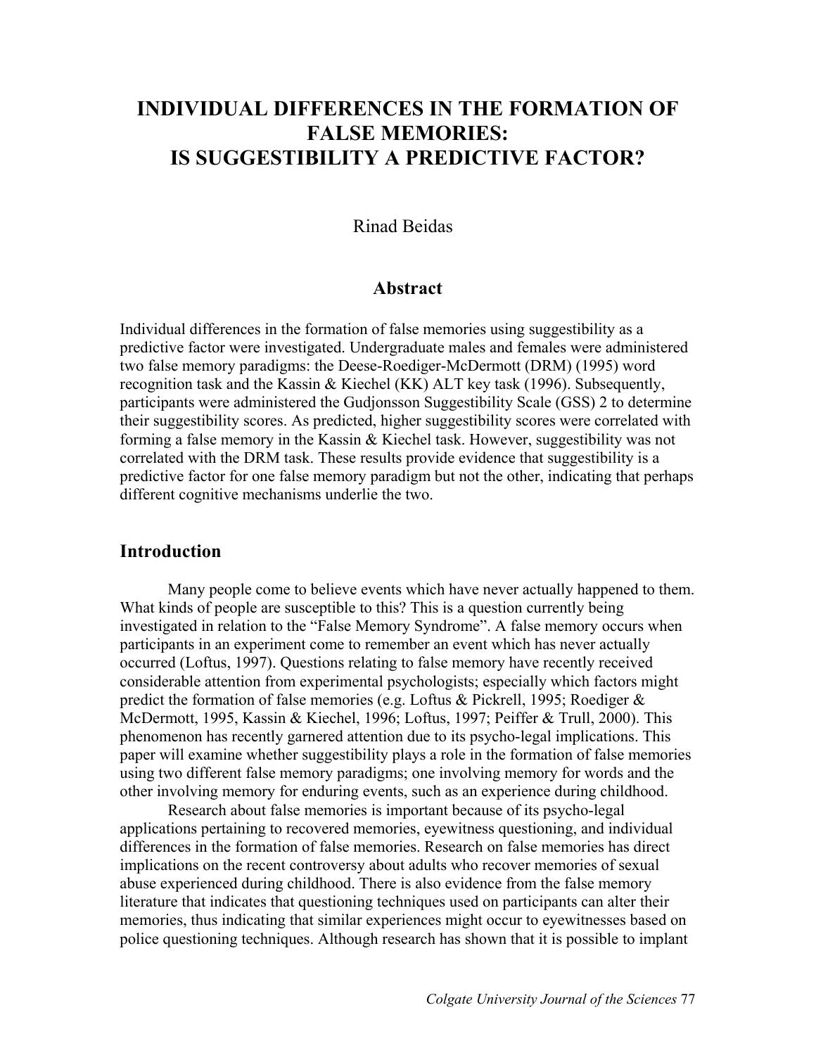# INDIVIDUAL DIFFERENCES IN THE FORMATION OF FALSE MEMORIES: IS SUGGESTIBILITY A PREDICTIVE FACTOR?

Rinad Beidas

## Abstract

Individual differences in the formation of false memories using suggestibility as a predictive factor were investigated. Undergraduate males and females were administered two false memory paradigms: the Deese-Roediger-McDermott (DRM) (1995) word recognition task and the Kassin & Kiechel (KK) ALT key task (1996). Subsequently, participants were administered the Gudjonsson Suggestibility Scale (GSS) 2 to determine their suggestibility scores. As predicted, higher suggestibility scores were correlated with forming a false memory in the Kassin & Kiechel task. However, suggestibility was not correlated with the DRM task. These results provide evidence that suggestibility is a predictive factor for one false memory paradigm but not the other, indicating that perhaps different cognitive mechanisms underlie the two.

## Introduction

Many people come to believe events which have never actually happened to them. What kinds of people are susceptible to this? This is a question currently being investigated in relation to the "False Memory Syndrome". A false memory occurs when participants in an experiment come to remember an event which has never actually occurred (Loftus, 1997). Questions relating to false memory have recently received considerable attention from experimental psychologists; especially which factors might predict the formation of false memories (e.g. Loftus & Pickrell, 1995; Roediger & McDermott, 1995, Kassin & Kiechel, 1996; Loftus, 1997; Peiffer & Trull, 2000). This phenomenon has recently garnered attention due to its psycho-legal implications. This paper will examine whether suggestibility plays a role in the formation of false memories using two different false memory paradigms; one involving memory for words and the other involving memory for enduring events, such as an experience during childhood.

Research about false memories is important because of its psycho-legal applications pertaining to recovered memories, eyewitness questioning, and individual differences in the formation of false memories. Research on false memories has direct implications on the recent controversy about adults who recover memories of sexual abuse experienced during childhood. There is also evidence from the false memory literature that indicates that questioning techniques used on participants can alter their memories, thus indicating that similar experiences might occur to eyewitnesses based on police questioning techniques. Although research has shown that it is possible to implant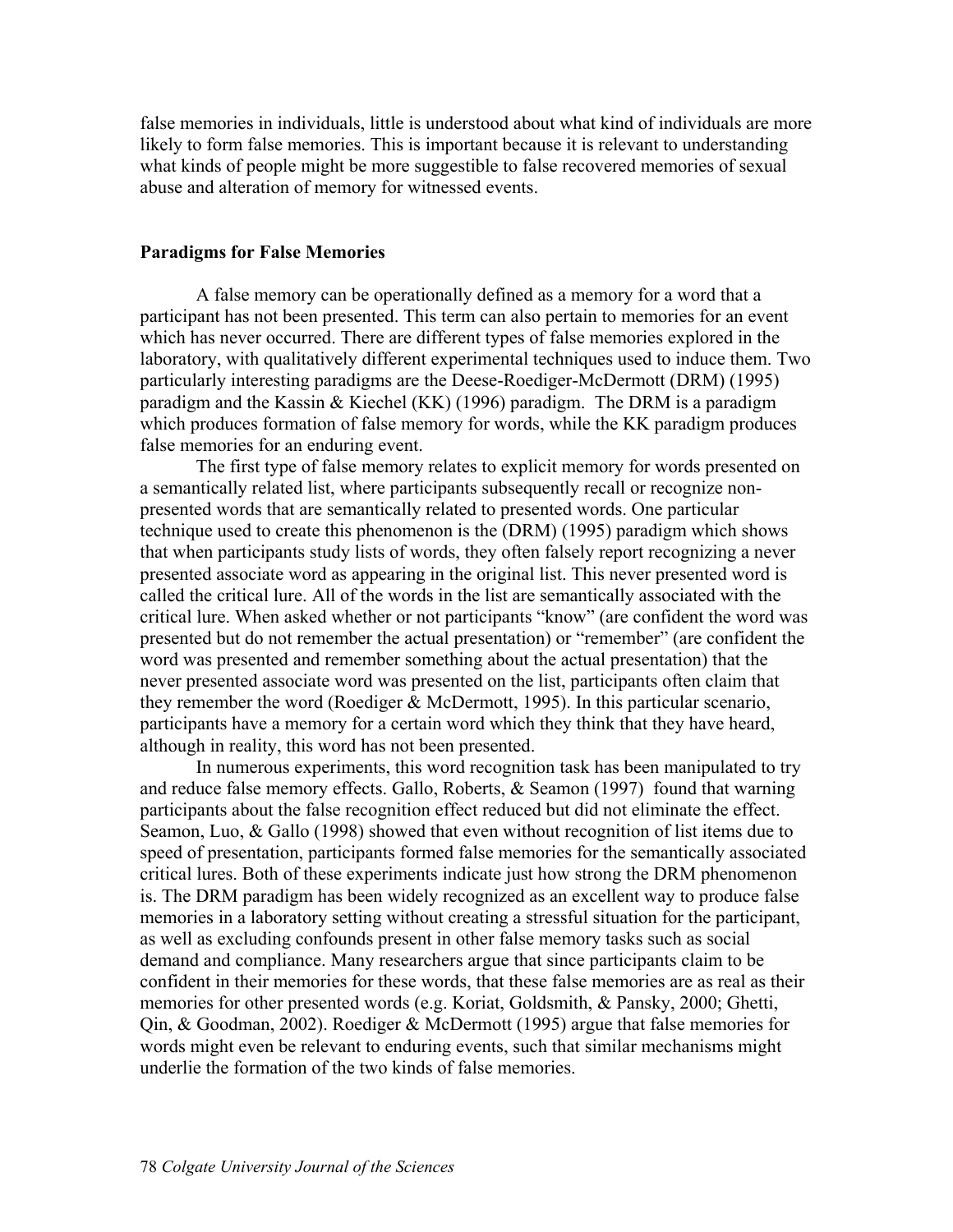false memories in individuals, little is understood about what kind of individuals are more likely to form false memories. This is important because it is relevant to understanding what kinds of people might be more suggestible to false recovered memories of sexual abuse and alteration of memory for witnessed events.

**Paradigms for False Memories**

A false memory can be operationally defined as a memory for a word that a participant has not been presented. This term can also pertain to memories for an event which has never occurred. There are different types of false memories explored in the laboratory, with qualitatively different experimental techniques used to induce them. Two particularly interesting paradigms are the Deese-Roediger-McDermott (DRM) (1995) paradigm and the Kassin & Kiechel (KK) (1996) paradigm. The DRM is a paradigm which produces formation of false memory for words, while the KK paradigm produces false memories for an enduring event.

The first type of false memory relates to explicit memory for words presented on a semantically related list, where participants subsequently recall or recognize non-presented words that are semantically related to presented words. One particular technique used to create this phenomenon is the (DRM) (1995) paradigm which shows that when participants study lists of words, they often falsely report recognizing a never presented associate word as appearing in the original list. This never presented word is called the critical lure. All of the words in the list are semantically associated with the critical lure. When asked whether or not participants "know" (are confident the word was presented but do not remember the actual presentation) or "remember" (are confident the word was presented and remember something about the actual presentation) that the never presented associate word was presented on the list, participants often claim that they remember the word (Roediger & McDermott, 1995). In this particular scenario, participants have a memory for a certain word which they think that they have heard, although in reality, this word has not been presented.

In numerous experiments, this word recognition task has been manipulated to try and reduce false memory effects. Gallo, Roberts, & Seamon (1997) found that warning participants about the false recognition effect reduced but did not eliminate the effect. Seamon, Luo, & Gallo (1998) showed that even without recognition of list items due to speed of presentation, participants formed false memories for the semantically associated critical lures. Both of these experiments indicate just how strong the DRM phenomenon is. The DRM paradigm has been widely recognized as an excellent way to produce false memories in a laboratory setting without creating a stressful situation for the participant, as well as excluding confounds present in other false memory tasks such as social demand and compliance. Many researchers argue that since participants claim to be confident in their memories for these words, that these false memories are as real as their memories for other presented words (e.g. Koriat, Goldsmith, & Pansky, 2000; Ghetti, Qin, & Goodman, 2002). Roediger & McDermott (1995) argue that false memories for words might even be relevant to enduring events, such that similar mechanisms might underlie the formation of the two kinds of false memories.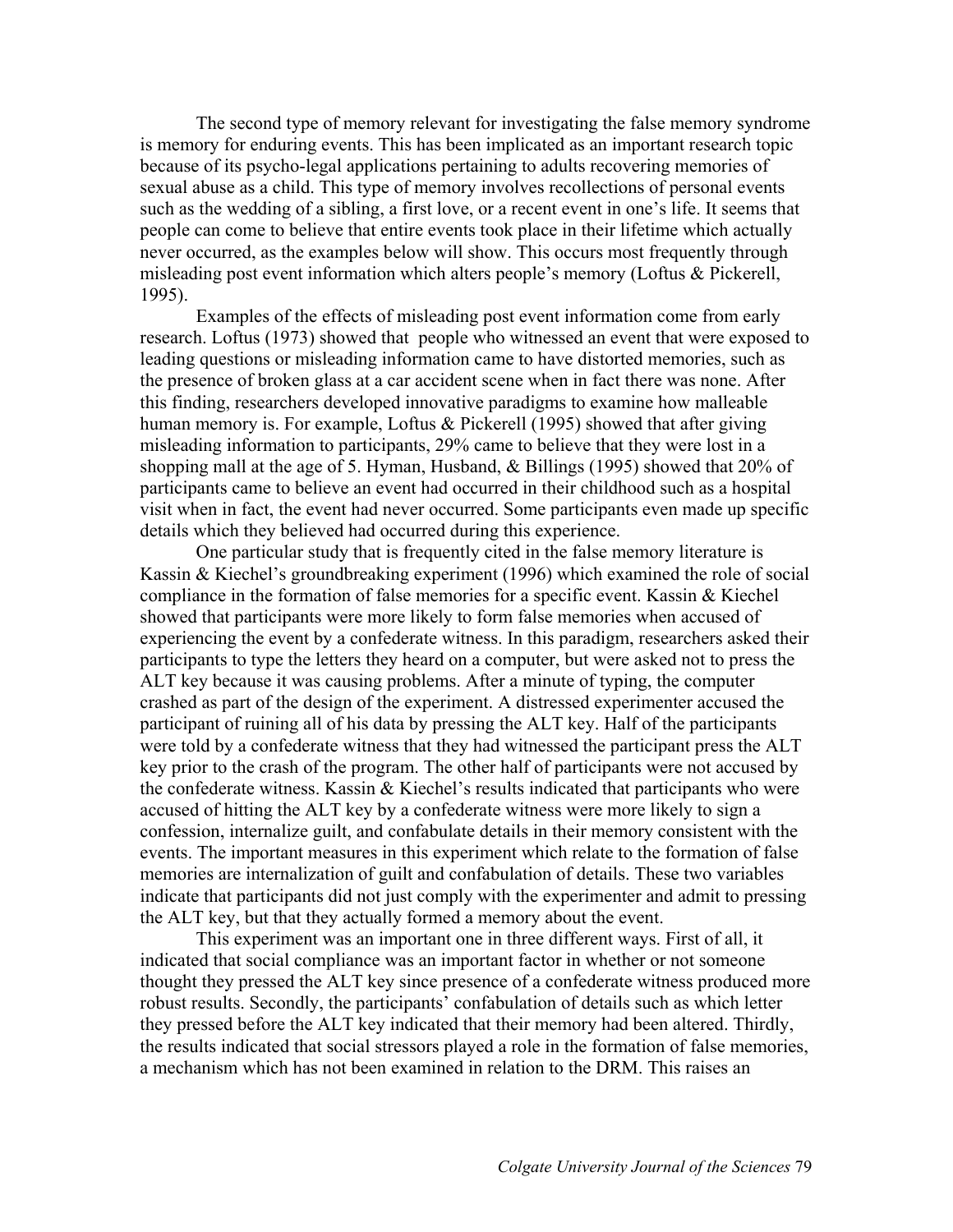The second type of memory relevant for investigating the false memory syndrome is memory for enduring events. This has been implicated as an important research topic because of its psycho-legal applications pertaining to adults recovering memories of sexual abuse as a child. This type of memory involves recollections of personal events such as the wedding of a sibling, a first love, or a recent event in one's life. It seems that people can come to believe that entire events took place in their lifetime which actually never occurred, as the examples below will show. This occurs most frequently through misleading post event information which alters people's memory (Loftus & Pickerell, 1995).

Examples of the effects of misleading post event information come from early research. Loftus (1973) showed that people who witnessed an event that were exposed to leading questions or misleading information came to have distorted memories, such as the presence of broken glass at a car accident scene when in fact there was none. After this finding, researchers developed innovative paradigms to examine how malleable human memory is. For example, Loftus & Pickerell (1995) showed that after giving misleading information to participants, 29% came to believe that they were lost in a shopping mall at the age of 5. Hyman, Husband, & Billings (1995) showed that 20% of participants came to believe an event had occurred in their childhood such as a hospital visit when in fact, the event had never occurred. Some participants even made up specific details which they believed had occurred during this experience.

One particular study that is frequently cited in the false memory literature is Kassin & Kiechel's groundbreaking experiment (1996) which examined the role of social compliance in the formation of false memories for a specific event. Kassin & Kiechel showed that participants were more likely to form false memories when accused of experiencing the event by a confederate witness. In this paradigm, researchers asked their participants to type the letters they heard on a computer, but were asked not to press the ALT key because it was causing problems. After a minute of typing, the computer crashed as part of the design of the experiment. A distressed experimenter accused the participant of ruining all of his data by pressing the ALT key. Half of the participants were told by a confederate witness that they had witnessed the participant press the ALT key prior to the crash of the program. The other half of participants were not accused by the confederate witness. Kassin & Kiechel's results indicated that participants who were accused of hitting the ALT key by a confederate witness were more likely to sign a confession, internalize guilt, and confabulate details in their memory consistent with the events. The important measures in this experiment which relate to the formation of false memories are internalization of guilt and confabulation of details. These two variables indicate that participants did not just comply with the experimenter and admit to pressing the ALT key, but that they actually formed a memory about the event.

This experiment was an important one in three different ways. First of all, it indicated that social compliance was an important factor in whether or not someone thought they pressed the ALT key since presence of a confederate witness produced more robust results. Secondly, the participants' confabulation of details such as which letter they pressed before the ALT key indicated that their memory had been altered. Thirdly, the results indicated that social stressors played a role in the formation of false memories, a mechanism which has not been examined in relation to the DRM. This raises an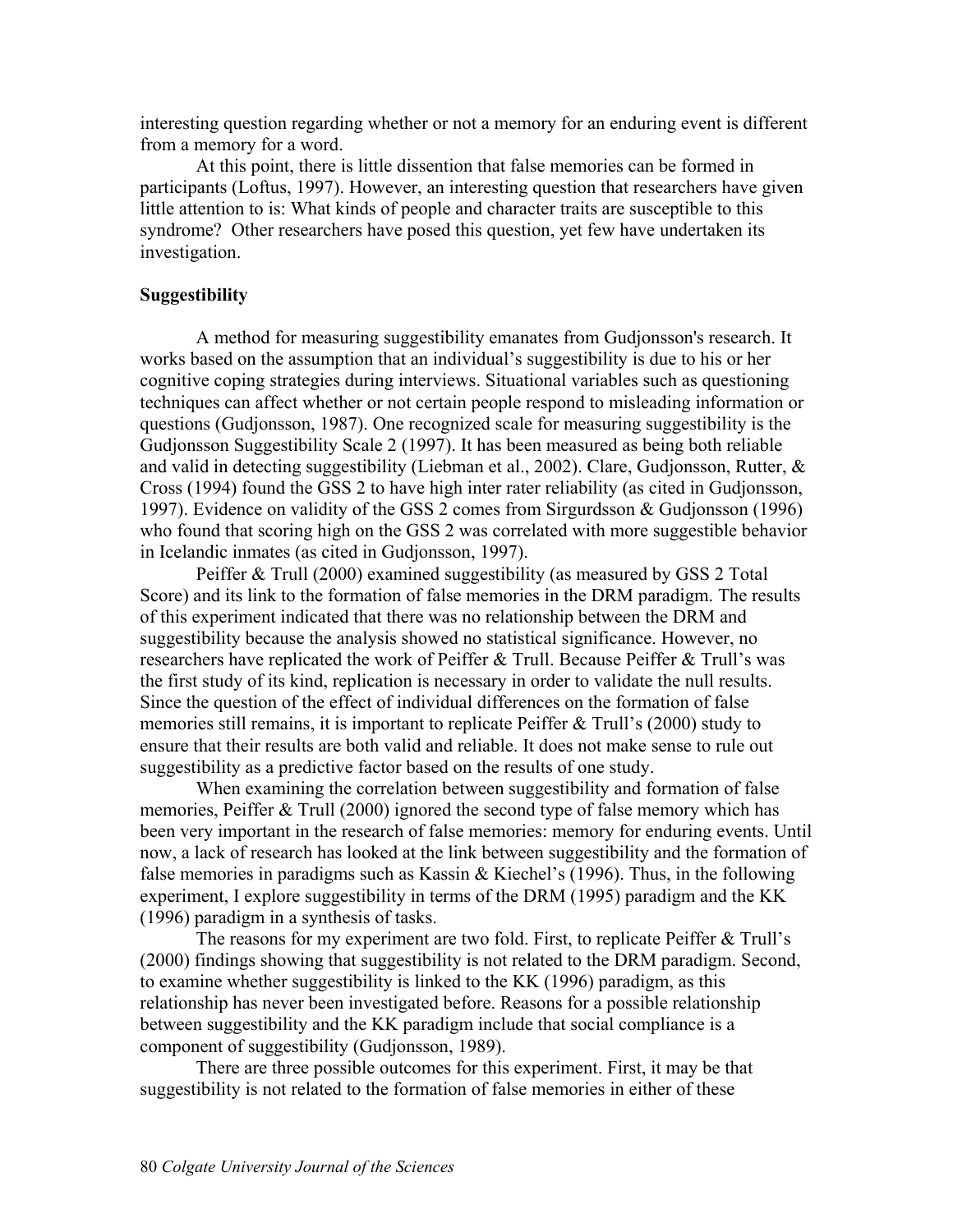interesting question regarding whether or not a memory for an enduring event is different from a memory for a word.

At this point, there is little dissention that false memories can be formed in participants (Loftus, 1997). However, an interesting question that researchers have given little attention to is: What kinds of people and character traits are susceptible to this syndrome? Other researchers have posed this question, yet few have undertaken its investigation.

**Suggestibility**

A method for measuring suggestibility emanates from Gudjonsson's research. It works based on the assumption that an individual's suggestibility is due to his or her cognitive coping strategies during interviews. Situational variables such as questioning techniques can affect whether or not certain people respond to misleading information or questions (Gudjonsson, 1987). One recognized scale for measuring suggestibility is the Gudjonsson Suggestibility Scale 2 (1997). It has been measured as being both reliable and valid in detecting suggestibility (Liebman et al., 2002). Clare, Gudjonsson, Rutter, & Cross (1994) found the GSS 2 to have high inter rater reliability (as cited in Gudjonsson, 1997). Evidence on validity of the GSS 2 comes from Sirgurdsson & Gudjonsson (1996) who found that scoring high on the GSS 2 was correlated with more suggestible behavior in Icelandic inmates (as cited in Gudjonsson, 1997).

Peiffer & Trull (2000) examined suggestibility (as measured by GSS 2 Total Score) and its link to the formation of false memories in the DRM paradigm. The results of this experiment indicated that there was no relationship between the DRM and suggestibility because the analysis showed no statistical significance. However, no researchers have replicated the work of Peiffer & Trull. Because Peiffer & Trull's was the first study of its kind, replication is necessary in order to validate the null results. Since the question of the effect of individual differences on the formation of false memories still remains, it is important to replicate Peiffer & Trull's (2000) study to ensure that their results are both valid and reliable. It does not make sense to rule out suggestibility as a predictive factor based on the results of one study.

When examining the correlation between suggestibility and formation of false memories, Peiffer & Trull (2000) ignored the second type of false memory which has been very important in the research of false memories: memory for enduring events. Until now, a lack of research has looked at the link between suggestibility and the formation of false memories in paradigms such as Kassin & Kiechel's (1996). Thus, in the following experiment, I explore suggestibility in terms of the DRM (1995) paradigm and the KK (1996) paradigm in a synthesis of tasks.

The reasons for my experiment are two fold. First, to replicate Peiffer & Trull's (2000) findings showing that suggestibility is not related to the DRM paradigm. Second, to examine whether suggestibility is linked to the KK (1996) paradigm, as this relationship has never been investigated before. Reasons for a possible relationship between suggestibility and the KK paradigm include that social compliance is a component of suggestibility (Gudjonsson, 1989).

There are three possible outcomes for this experiment. First, it may be that suggestibility is not related to the formation of false memories in either of these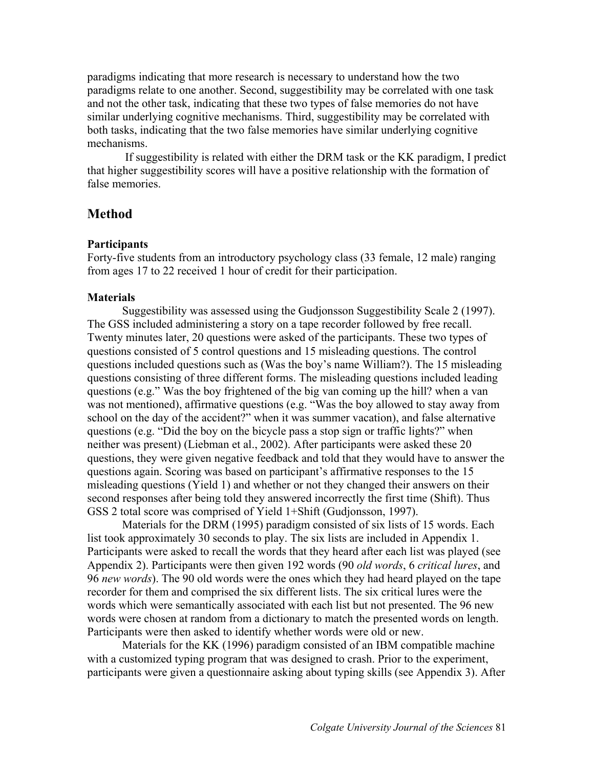paradigms indicating that more research is necessary to understand how the two paradigms relate to one another. Second, suggestibility may be correlated with one task and not the other task, indicating that these two types of false memories do not have similar underlying cognitive mechanisms. Third, suggestibility may be correlated with both tasks, indicating that the two false memories have similar underlying cognitive mechanisms.

If suggestibility is related with either the DRM task or the KK paradigm, I predict that higher suggestibility scores will have a positive relationship with the formation of false memories.

## Method

### Participants

Forty-five students from an introductory psychology class (33 female, 12 male) ranging from ages 17 to 22 received 1 hour of credit for their participation.

### Materials

Suggestibility was assessed using the Gudjonsson Suggestibility Scale 2 (1997). The GSS included administering a story on a tape recorder followed by free recall. Twenty minutes later, 20 questions were asked of the participants. These two types of questions consisted of 5 control questions and 15 misleading questions. The control questions included questions such as (Was the boy's name William?). The 15 misleading questions consisting of three different forms. The misleading questions included leading questions (e.g." Was the boy frightened of the big van coming up the hill? when a van was not mentioned), affirmative questions (e.g. "Was the boy allowed to stay away from school on the day of the accident?" when it was summer vacation), and false alternative questions (e.g. "Did the boy on the bicycle pass a stop sign or traffic lights?" when neither was present) (Liebman et al., 2002). After participants were asked these 20 questions, they were given negative feedback and told that they would have to answer the questions again. Scoring was based on participant's affirmative responses to the 15 misleading questions (Yield 1) and whether or not they changed their answers on their second responses after being told they answered incorrectly the first time (Shift). Thus GSS 2 total score was comprised of Yield 1+Shift (Gudjonsson, 1997).

Materials for the DRM (1995) paradigm consisted of six lists of 15 words. Each list took approximately 30 seconds to play. The six lists are included in Appendix 1. Participants were asked to recall the words that they heard after each list was played (see Appendix 2). Participants were then given 192 words (90 *old words*, 6 *critical lures*, and 96 *new words*). The 90 old words were the ones which they had heard played on the tape recorder for them and comprised the six different lists. The six critical lures were the words which were semantically associated with each list but not presented. The 96 new words were chosen at random from a dictionary to match the presented words on length. Participants were then asked to identify whether words were old or new.

Materials for the KK (1996) paradigm consisted of an IBM compatible machine with a customized typing program that was designed to crash. Prior to the experiment, participants were given a questionnaire asking about typing skills (see Appendix 3). After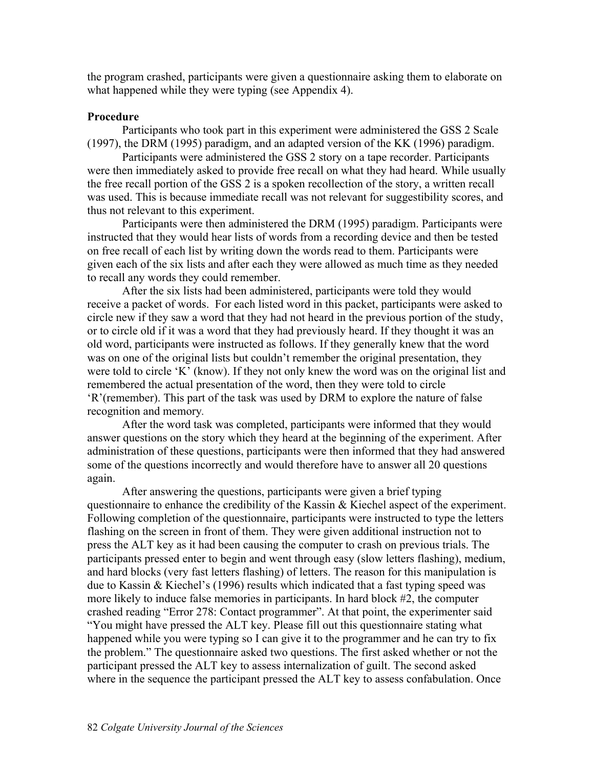the program crashed, participants were given a questionnaire asking them to elaborate on what happened while they were typing (see Appendix 4).

**Procedure**

Participants who took part in this experiment were administered the GSS 2 Scale (1997), the DRM (1995) paradigm, and an adapted version of the KK (1996) paradigm.

Participants were administered the GSS 2 story on a tape recorder. Participants were then immediately asked to provide free recall on what they had heard. While usually the free recall portion of the GSS 2 is a spoken recollection of the story, a written recall was used. This is because immediate recall was not relevant for suggestibility scores, and thus not relevant to this experiment.

Participants were then administered the DRM (1995) paradigm. Participants were instructed that they would hear lists of words from a recording device and then be tested on free recall of each list by writing down the words read to them. Participants were given each of the six lists and after each they were allowed as much time as they needed to recall any words they could remember.

After the six lists had been administered, participants were told they would receive a packet of words. For each listed word in this packet, participants were asked to circle new if they saw a word that they had not heard in the previous portion of the study, or to circle old if it was a word that they had previously heard. If they thought it was an old word, participants were instructed as follows. If they generally knew that the word was on one of the original lists but couldn't remember the original presentation, they were told to circle 'K' (know). If they not only knew the word was on the original list and remembered the actual presentation of the word, then they were told to circle 'R'(remember). This part of the task was used by DRM to explore the nature of false recognition and memory.

After the word task was completed, participants were informed that they would answer questions on the story which they heard at the beginning of the experiment. After administration of these questions, participants were then informed that they had answered some of the questions incorrectly and would therefore have to answer all 20 questions again.

After answering the questions, participants were given a brief typing questionnaire to enhance the credibility of the Kassin & Kiechel aspect of the experiment. Following completion of the questionnaire, participants were instructed to type the letters flashing on the screen in front of them. They were given additional instruction not to press the ALT key as it had been causing the computer to crash on previous trials. The participants pressed enter to begin and went through easy (slow letters flashing), medium, and hard blocks (very fast letters flashing) of letters. The reason for this manipulation is due to Kassin & Kiechel's (1996) results which indicated that a fast typing speed was more likely to induce false memories in participants. In hard block #2, the computer crashed reading "Error 278: Contact programmer". At that point, the experimenter said "You might have pressed the ALT key. Please fill out this questionnaire stating what happened while you were typing so I can give it to the programmer and he can try to fix the problem." The questionnaire asked two questions. The first asked whether or not the participant pressed the ALT key to assess internalization of guilt. The second asked where in the sequence the participant pressed the ALT key to assess confabulation. Once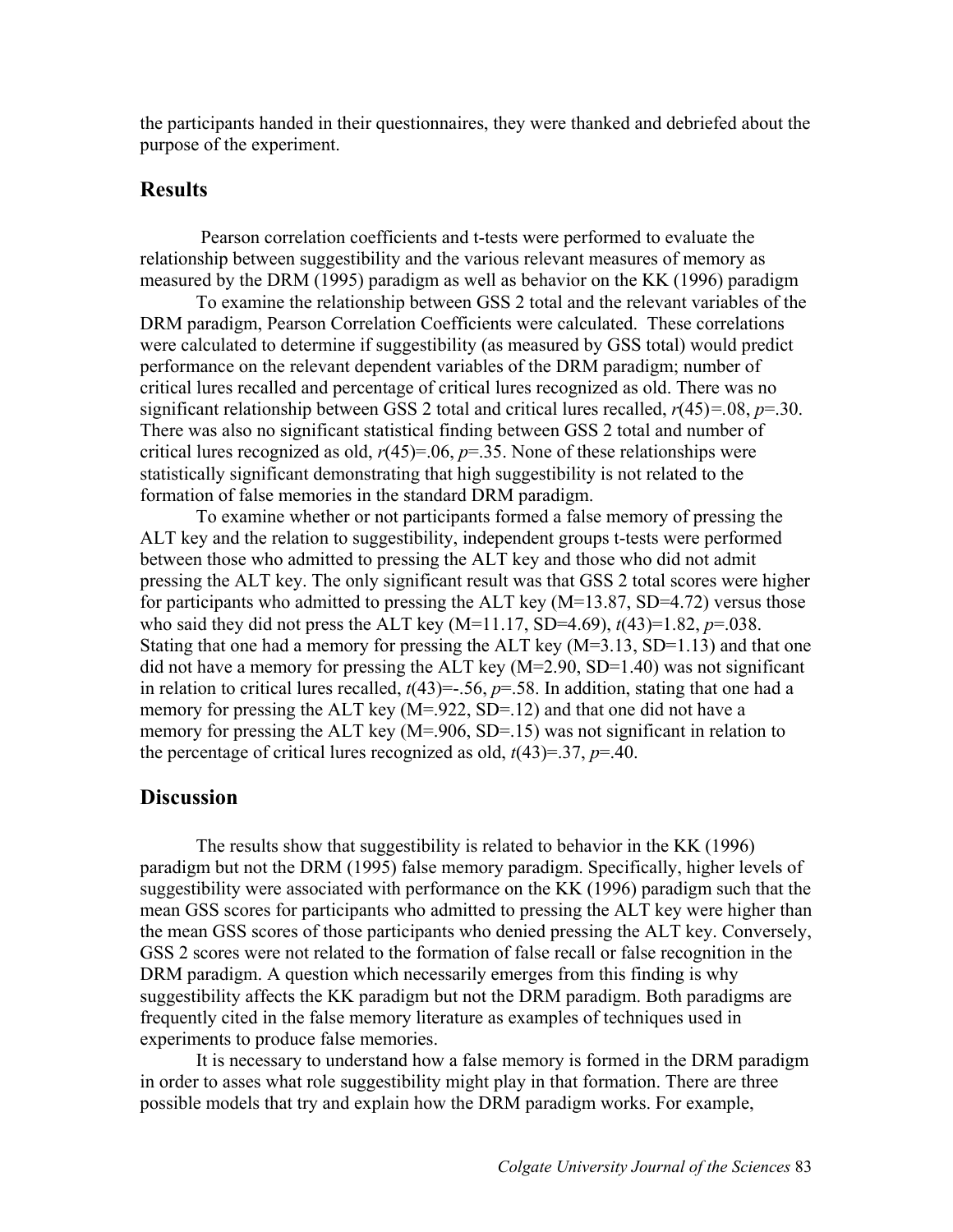the participants handed in their questionnaires, they were thanked and debriefed about the purpose of the experiment.

## Results

Pearson correlation coefficients and t-tests were performed to evaluate the relationship between suggestibility and the various relevant measures of memory as measured by the DRM (1995) paradigm as well as behavior on the KK (1996) paradigm

To examine the relationship between GSS 2 total and the relevant variables of the DRM paradigm, Pearson Correlation Coefficients were calculated. These correlations were calculated to determine if suggestibility (as measured by GSS total) would predict performance on the relevant dependent variables of the DRM paradigm; number of critical lures recalled and percentage of critical lures recognized as old. There was no significant relationship between GSS 2 total and critical lures recalled, $r(45)=.08$, $p=.30$. There was also no significant statistical finding between GSS 2 total and number of critical lures recognized as old, $r(45)=.06$, $p=.35$. None of these relationships were statistically significant demonstrating that high suggestibility is not related to the formation of false memories in the standard DRM paradigm.

To examine whether or not participants formed a false memory of pressing the ALT key and the relation to suggestibility, independent groups t-tests were performed between those who admitted to pressing the ALT key and those who did not admit pressing the ALT key. The only significant result was that GSS 2 total scores were higher for participants who admitted to pressing the ALT key (M=13.87, SD=4.72) versus those who said they did not press the ALT key (M=11.17, SD=4.69), $t(43)=1.82$, $p=.038$. Stating that one had a memory for pressing the ALT key (M=3.13, SD=1.13) and that one did not have a memory for pressing the ALT key (M=2.90, SD=1.40) was not significant in relation to critical lures recalled, $t(43)=-.56$, $p=.58$. In addition, stating that one had a memory for pressing the ALT key (M=.922, SD=.12) and that one did not have a memory for pressing the ALT key (M=.906, SD=.15) was not significant in relation to the percentage of critical lures recognized as old, $t(43)=.37$, $p=.40$.

## Discussion

The results show that suggestibility is related to behavior in the KK (1996) paradigm but not the DRM (1995) false memory paradigm. Specifically, higher levels of suggestibility were associated with performance on the KK (1996) paradigm such that the mean GSS scores for participants who admitted to pressing the ALT key were higher than the mean GSS scores of those participants who denied pressing the ALT key. Conversely, GSS 2 scores were not related to the formation of false recall or false recognition in the DRM paradigm. A question which necessarily emerges from this finding is why suggestibility affects the KK paradigm but not the DRM paradigm. Both paradigms are frequently cited in the false memory literature as examples of techniques used in experiments to produce false memories.

It is necessary to understand how a false memory is formed in the DRM paradigm in order to asses what role suggestibility might play in that formation. There are three possible models that try and explain how the DRM paradigm works. For example,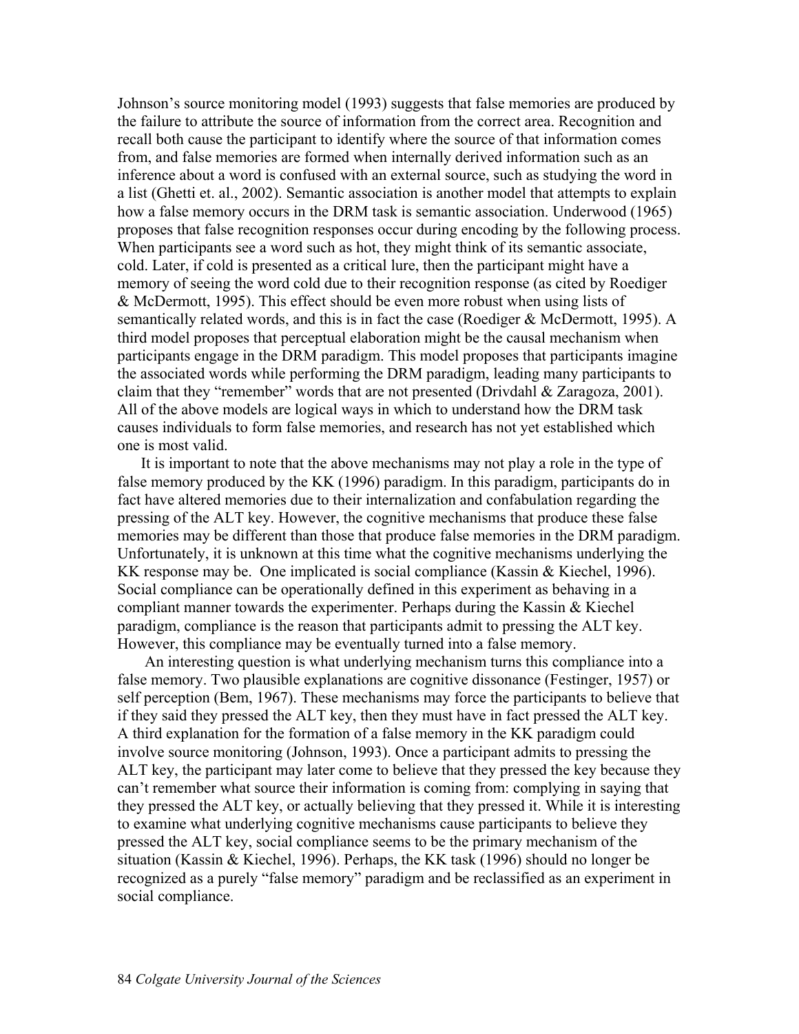Johnson's source monitoring model (1993) suggests that false memories are produced by the failure to attribute the source of information from the correct area. Recognition and recall both cause the participant to identify where the source of that information comes from, and false memories are formed when internally derived information such as an inference about a word is confused with an external source, such as studying the word in a list (Ghetti et. al., 2002). Semantic association is another model that attempts to explain how a false memory occurs in the DRM task is semantic association. Underwood (1965) proposes that false recognition responses occur during encoding by the following process. When participants see a word such as hot, they might think of its semantic associate, cold. Later, if cold is presented as a critical lure, then the participant might have a memory of seeing the word cold due to their recognition response (as cited by Roediger & McDermott, 1995). This effect should be even more robust when using lists of semantically related words, and this is in fact the case (Roediger & McDermott, 1995). A third model proposes that perceptual elaboration might be the causal mechanism when participants engage in the DRM paradigm. This model proposes that participants imagine the associated words while performing the DRM paradigm, leading many participants to claim that they "remember" words that are not presented (Drivdahl & Zaragoza, 2001). All of the above models are logical ways in which to understand how the DRM task causes individuals to form false memories, and research has not yet established which one is most valid.

It is important to note that the above mechanisms may not play a role in the type of false memory produced by the KK (1996) paradigm. In this paradigm, participants do in fact have altered memories due to their internalization and confabulation regarding the pressing of the ALT key. However, the cognitive mechanisms that produce these false memories may be different than those that produce false memories in the DRM paradigm. Unfortunately, it is unknown at this time what the cognitive mechanisms underlying the KK response may be. One implicated is social compliance (Kassin & Kiechel, 1996). Social compliance can be operationally defined in this experiment as behaving in a compliant manner towards the experimenter. Perhaps during the Kassin & Kiechel paradigm, compliance is the reason that participants admit to pressing the ALT key. However, this compliance may be eventually turned into a false memory.

An interesting question is what underlying mechanism turns this compliance into a false memory. Two plausible explanations are cognitive dissonance (Festinger, 1957) or self perception (Bem, 1967). These mechanisms may force the participants to believe that if they said they pressed the ALT key, then they must have in fact pressed the ALT key. A third explanation for the formation of a false memory in the KK paradigm could involve source monitoring (Johnson, 1993). Once a participant admits to pressing the ALT key, the participant may later come to believe that they pressed the key because they can't remember what source their information is coming from: complying in saying that they pressed the ALT key, or actually believing that they pressed it. While it is interesting to examine what underlying cognitive mechanisms cause participants to believe they pressed the ALT key, social compliance seems to be the primary mechanism of the situation (Kassin & Kiechel, 1996). Perhaps, the KK task (1996) should no longer be recognized as a purely "false memory" paradigm and be reclassified as an experiment in social compliance.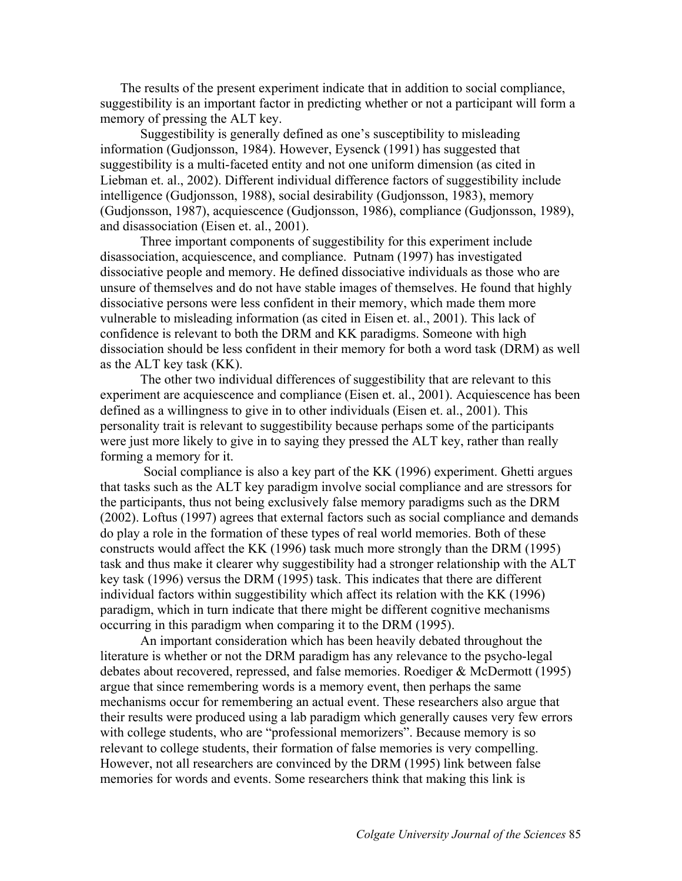The results of the present experiment indicate that in addition to social compliance, suggestibility is an important factor in predicting whether or not a participant will form a memory of pressing the ALT key.

Suggestibility is generally defined as one's susceptibility to misleading information (Gudjonsson, 1984). However, Eysenck (1991) has suggested that suggestibility is a multi-faceted entity and not one uniform dimension (as cited in Liebman et. al., 2002). Different individual difference factors of suggestibility include intelligence (Gudjonsson, 1988), social desirability (Gudjonsson, 1983), memory (Gudjonsson, 1987), acquiescence (Gudjonsson, 1986), compliance (Gudjonsson, 1989), and disassociation (Eisen et. al., 2001).

Three important components of suggestibility for this experiment include disassociation, acquiescence, and compliance. Putnam (1997) has investigated dissociative people and memory. He defined dissociative individuals as those who are unsure of themselves and do not have stable images of themselves. He found that highly dissociative persons were less confident in their memory, which made them more vulnerable to misleading information (as cited in Eisen et. al., 2001). This lack of confidence is relevant to both the DRM and KK paradigms. Someone with high dissociation should be less confident in their memory for both a word task (DRM) as well as the ALT key task (KK).

The other two individual differences of suggestibility that are relevant to this experiment are acquiescence and compliance (Eisen et. al., 2001). Acquiescence has been defined as a willingness to give in to other individuals (Eisen et. al., 2001). This personality trait is relevant to suggestibility because perhaps some of the participants were just more likely to give in to saying they pressed the ALT key, rather than really forming a memory for it.

Social compliance is also a key part of the KK (1996) experiment. Ghetti argues that tasks such as the ALT key paradigm involve social compliance and are stressors for the participants, thus not being exclusively false memory paradigms such as the DRM (2002). Loftus (1997) agrees that external factors such as social compliance and demands do play a role in the formation of these types of real world memories. Both of these constructs would affect the KK (1996) task much more strongly than the DRM (1995) task and thus make it clearer why suggestibility had a stronger relationship with the ALT key task (1996) versus the DRM (1995) task. This indicates that there are different individual factors within suggestibility which affect its relation with the KK (1996) paradigm, which in turn indicate that there might be different cognitive mechanisms occurring in this paradigm when comparing it to the DRM (1995).

An important consideration which has been heavily debated throughout the literature is whether or not the DRM paradigm has any relevance to the psycho-legal debates about recovered, repressed, and false memories. Roediger & McDermott (1995) argue that since remembering words is a memory event, then perhaps the same mechanisms occur for remembering an actual event. These researchers also argue that their results were produced using a lab paradigm which generally causes very few errors with college students, who are "professional memorizers". Because memory is so relevant to college students, their formation of false memories is very compelling. However, not all researchers are convinced by the DRM (1995) link between false memories for words and events. Some researchers think that making this link is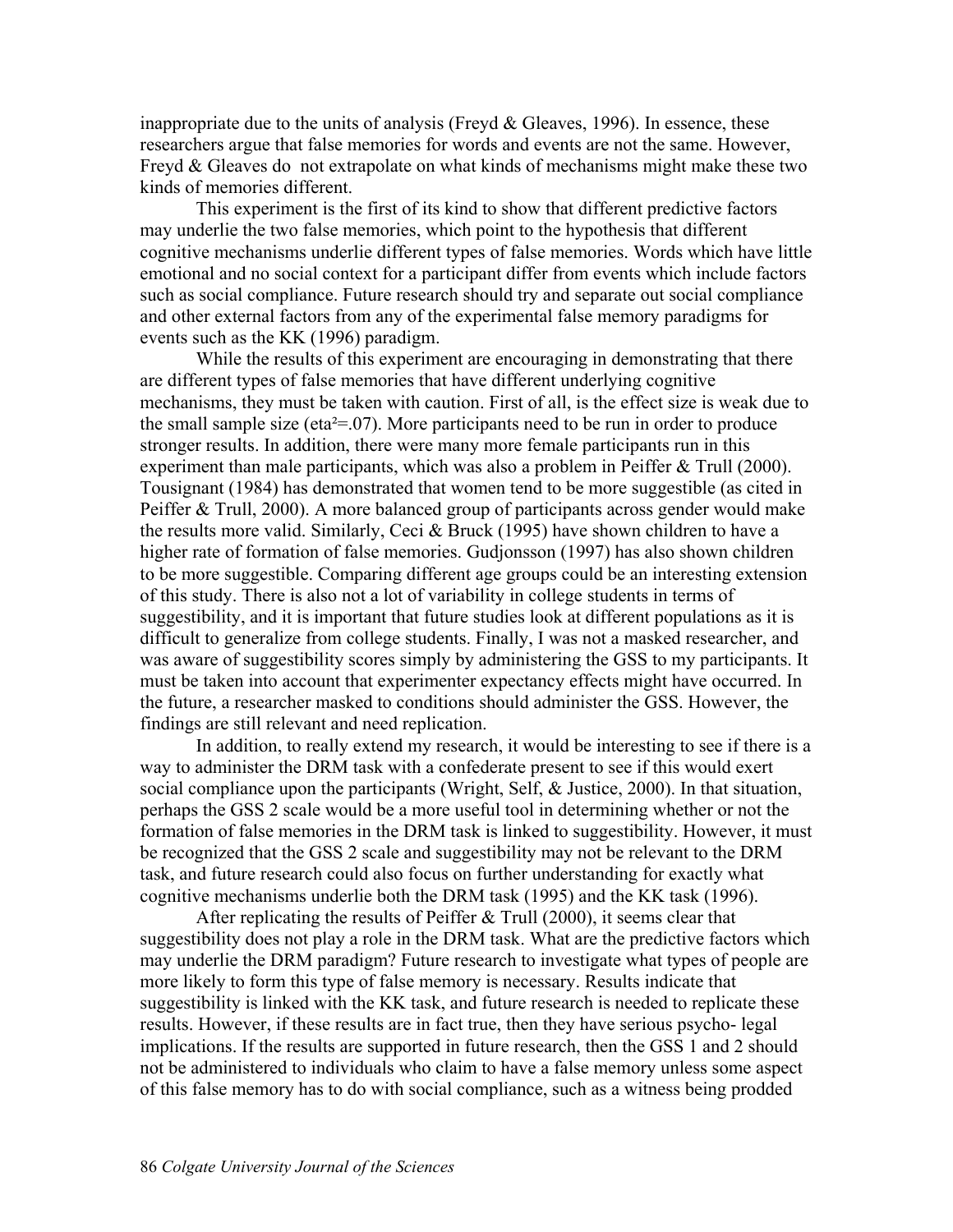inappropriate due to the units of analysis (Freyd & Gleaves, 1996). In essence, these researchers argue that false memories for words and events are not the same. However, Freyd & Gleaves do not extrapolate on what kinds of mechanisms might make these two kinds of memories different.

This experiment is the first of its kind to show that different predictive factors may underlie the two false memories, which point to the hypothesis that different cognitive mechanisms underlie different types of false memories. Words which have little emotional and no social context for a participant differ from events which include factors such as social compliance. Future research should try and separate out social compliance and other external factors from any of the experimental false memory paradigms for events such as the KK (1996) paradigm.

While the results of this experiment are encouraging in demonstrating that there are different types of false memories that have different underlying cognitive mechanisms, they must be taken with caution. First of all, is the effect size is weak due to the small sample size ($eta^2$=.07). More participants need to be run in order to produce stronger results. In addition, there were many more female participants run in this experiment than male participants, which was also a problem in Peiffer & Trull (2000). Tousignant (1984) has demonstrated that women tend to be more suggestible (as cited in Peiffer & Trull, 2000). A more balanced group of participants across gender would make the results more valid. Similarly, Ceci & Bruck (1995) have shown children to have a higher rate of formation of false memories. Gudjonsson (1997) has also shown children to be more suggestible. Comparing different age groups could be an interesting extension of this study. There is also not a lot of variability in college students in terms of suggestibility, and it is important that future studies look at different populations as it is difficult to generalize from college students. Finally, I was not a masked researcher, and was aware of suggestibility scores simply by administering the GSS to my participants. It must be taken into account that experimenter expectancy effects might have occurred. In the future, a researcher masked to conditions should administer the GSS. However, the findings are still relevant and need replication.

In addition, to really extend my research, it would be interesting to see if there is a way to administer the DRM task with a confederate present to see if this would exert social compliance upon the participants (Wright, Self, & Justice, 2000). In that situation, perhaps the GSS 2 scale would be a more useful tool in determining whether or not the formation of false memories in the DRM task is linked to suggestibility. However, it must be recognized that the GSS 2 scale and suggestibility may not be relevant to the DRM task, and future research could also focus on further understanding for exactly what cognitive mechanisms underlie both the DRM task (1995) and the KK task (1996).

After replicating the results of Peiffer & Trull (2000), it seems clear that suggestibility does not play a role in the DRM task. What are the predictive factors which may underlie the DRM paradigm? Future research to investigate what types of people are more likely to form this type of false memory is necessary. Results indicate that suggestibility is linked with the KK task, and future research is needed to replicate these results. However, if these results are in fact true, then they have serious psycho- legal implications. If the results are supported in future research, then the GSS 1 and 2 should not be administered to individuals who claim to have a false memory unless some aspect of this false memory has to do with social compliance, such as a witness being prodded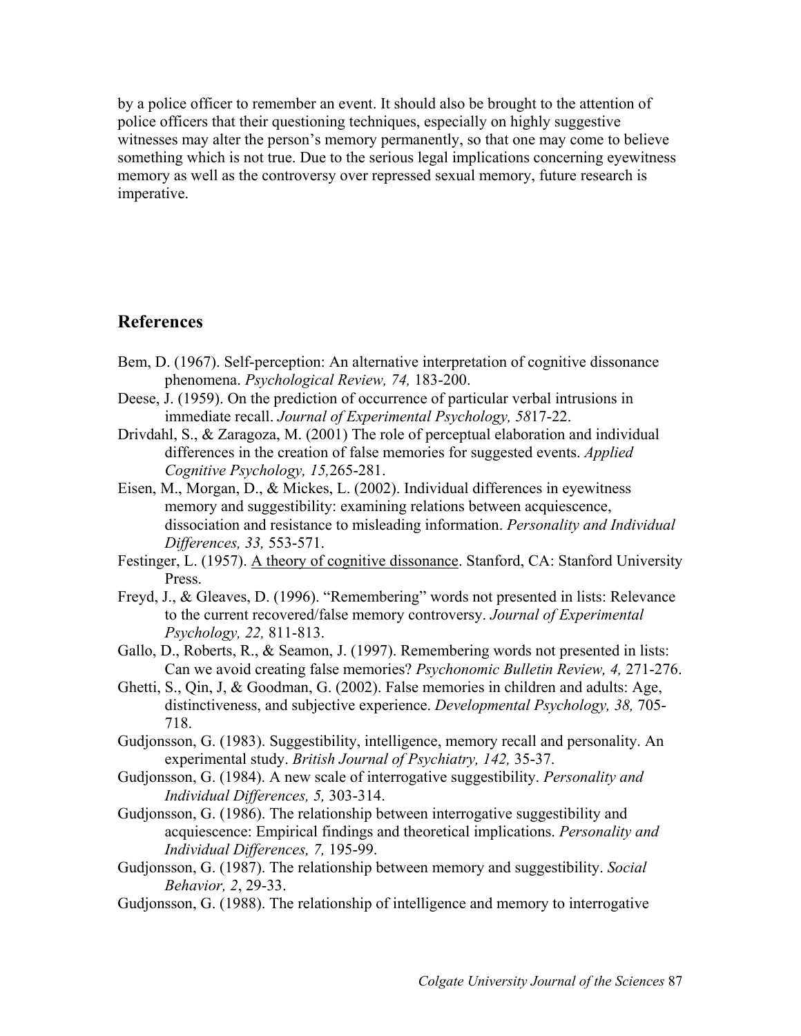by a police officer to remember an event. It should also be brought to the attention of police officers that their questioning techniques, especially on highly suggestive witnesses may alter the person's memory permanently, so that one may come to believe something which is not true. Due to the serious legal implications concerning eyewitness memory as well as the controversy over repressed sexual memory, future research is imperative.

## References

Bem, D. (1967). Self-perception: An alternative interpretation of cognitive dissonance phenomena. *Psychological Review, 74,* 183-200.

Deese, J. (1959). On the prediction of occurrence of particular verbal intrusions in immediate recall. *Journal of Experimental Psychology, 58*17-22.

Drivdahl, S., & Zaragoza, M. (2001) The role of perceptual elaboration and individual differences in the creation of false memories for suggested events. *Applied Cognitive Psychology, 15,*265-281.

Eisen, M., Morgan, D., & Mickes, L. (2002). Individual differences in eyewitness memory and suggestibility: examining relations between acquiescence, dissociation and resistance to misleading information. *Personality and Individual Differences, 33,* 553-571.

Festinger, L. (1957). <u>A theory of cognitive dissonance</u>. Stanford, CA: Stanford University Press.

Freyd, J., & Gleaves, D. (1996). "Remembering" words not presented in lists: Relevance to the current recovered/false memory controversy. *Journal of Experimental Psychology, 22,* 811-813.

Gallo, D., Roberts, R., & Seamon, J. (1997). Remembering words not presented in lists: Can we avoid creating false memories? *Psychonomic Bulletin Review, 4,* 271-276.

Ghetti, S., Qin, J, & Goodman, G. (2002). False memories in children and adults: Age, distinctiveness, and subjective experience. *Developmental Psychology, 38,* 705-718.

Gudjonsson, G. (1983). Suggestibility, intelligence, memory recall and personality. An experimental study. *British Journal of Psychiatry, 142,* 35-37.

Gudjonsson, G. (1984). A new scale of interrogative suggestibility. *Personality and Individual Differences, 5,* 303-314.

Gudjonsson, G. (1986). The relationship between interrogative suggestibility and acquiescence: Empirical findings and theoretical implications. *Personality and Individual Differences, 7,* 195-99.

Gudjonsson, G. (1987). The relationship between memory and suggestibility. *Social Behavior, 2*, 29-33.

Gudjonsson, G. (1988). The relationship of intelligence and memory to interrogative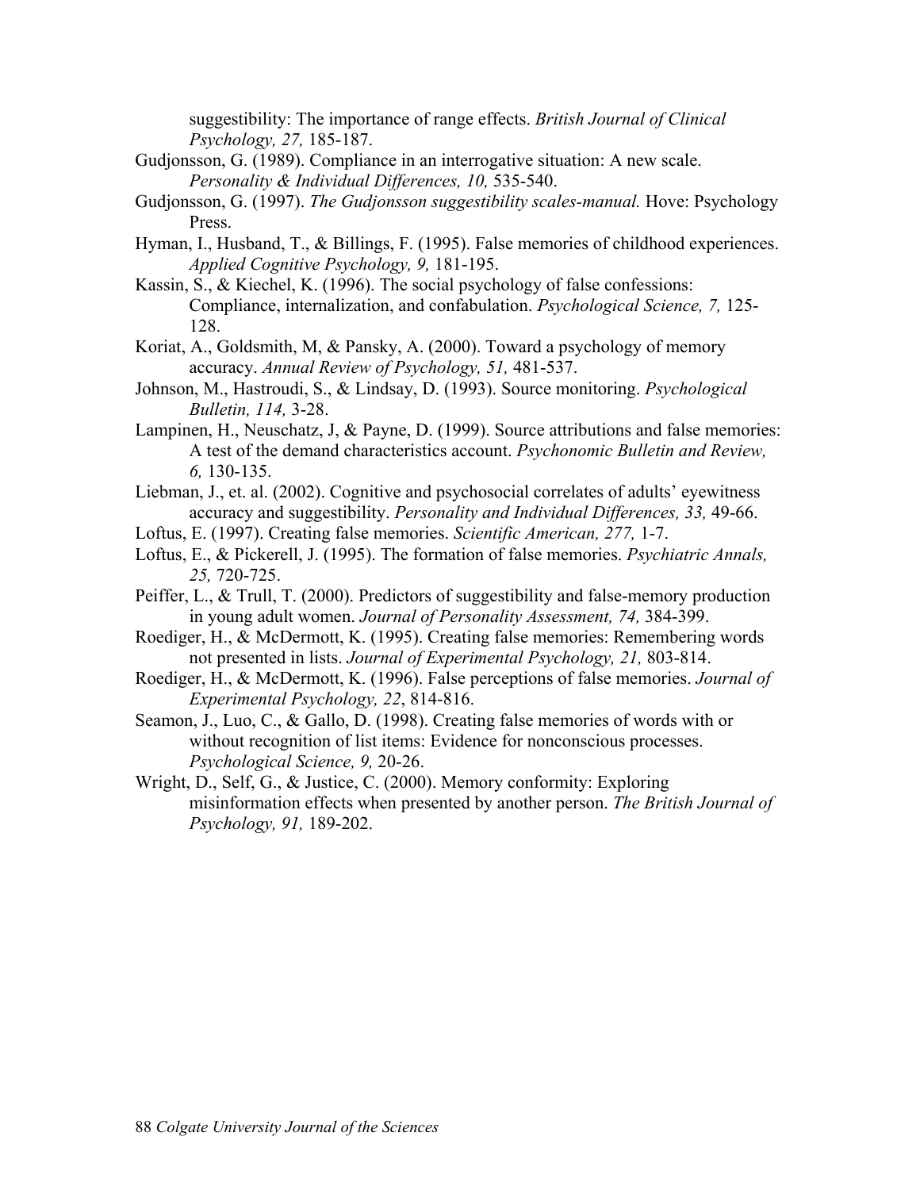suggestibility: The importance of range effects. *British Journal of Clinical Psychology, 27,* 185-187.

Gudjonsson, G. (1989). Compliance in an interrogative situation: A new scale. *Personality & Individual Differences, 10,* 535-540.

Gudjonsson, G. (1997). *The Gudjonsson suggestibility scales-manual.* Hove: Psychology Press.

Hyman, I., Husband, T., & Billings, F. (1995). False memories of childhood experiences. *Applied Cognitive Psychology, 9,* 181-195.

Kassin, S., & Kiechel, K. (1996). The social psychology of false confessions: Compliance, internalization, and confabulation. *Psychological Science, 7,* 125-128.

Koriat, A., Goldsmith, M, & Pansky, A. (2000). Toward a psychology of memory accuracy. *Annual Review of Psychology, 51,* 481-537.

Johnson, M., Hastroudi, S., & Lindsay, D. (1993). Source monitoring. *Psychological Bulletin, 114,* 3-28.

Lampinen, H., Neuschatz, J, & Payne, D. (1999). Source attributions and false memories: A test of the demand characteristics account. *Psychonomic Bulletin and Review, 6,* 130-135.

Liebman, J., et. al. (2002). Cognitive and psychosocial correlates of adults' eyewitness accuracy and suggestibility. *Personality and Individual Differences, 33,* 49-66.

Loftus, E. (1997). Creating false memories. *Scientific American, 277,* 1-7.

Loftus, E., & Pickerell, J. (1995). The formation of false memories. *Psychiatric Annals, 25,* 720-725.

Peiffer, L., & Trull, T. (2000). Predictors of suggestibility and false-memory production in young adult women. *Journal of Personality Assessment, 74,* 384-399.

Roediger, H., & McDermott, K. (1995). Creating false memories: Remembering words not presented in lists. *Journal of Experimental Psychology, 21,* 803-814.

Roediger, H., & McDermott, K. (1996). False perceptions of false memories. *Journal of Experimental Psychology, 22*, 814-816.

Seamon, J., Luo, C., & Gallo, D. (1998). Creating false memories of words with or without recognition of list items: Evidence for nonconscious processes. *Psychological Science, 9,* 20-26.

Wright, D., Self, G., & Justice, C. (2000). Memory conformity: Exploring misinformation effects when presented by another person. *The British Journal of Psychology, 91,* 189-202.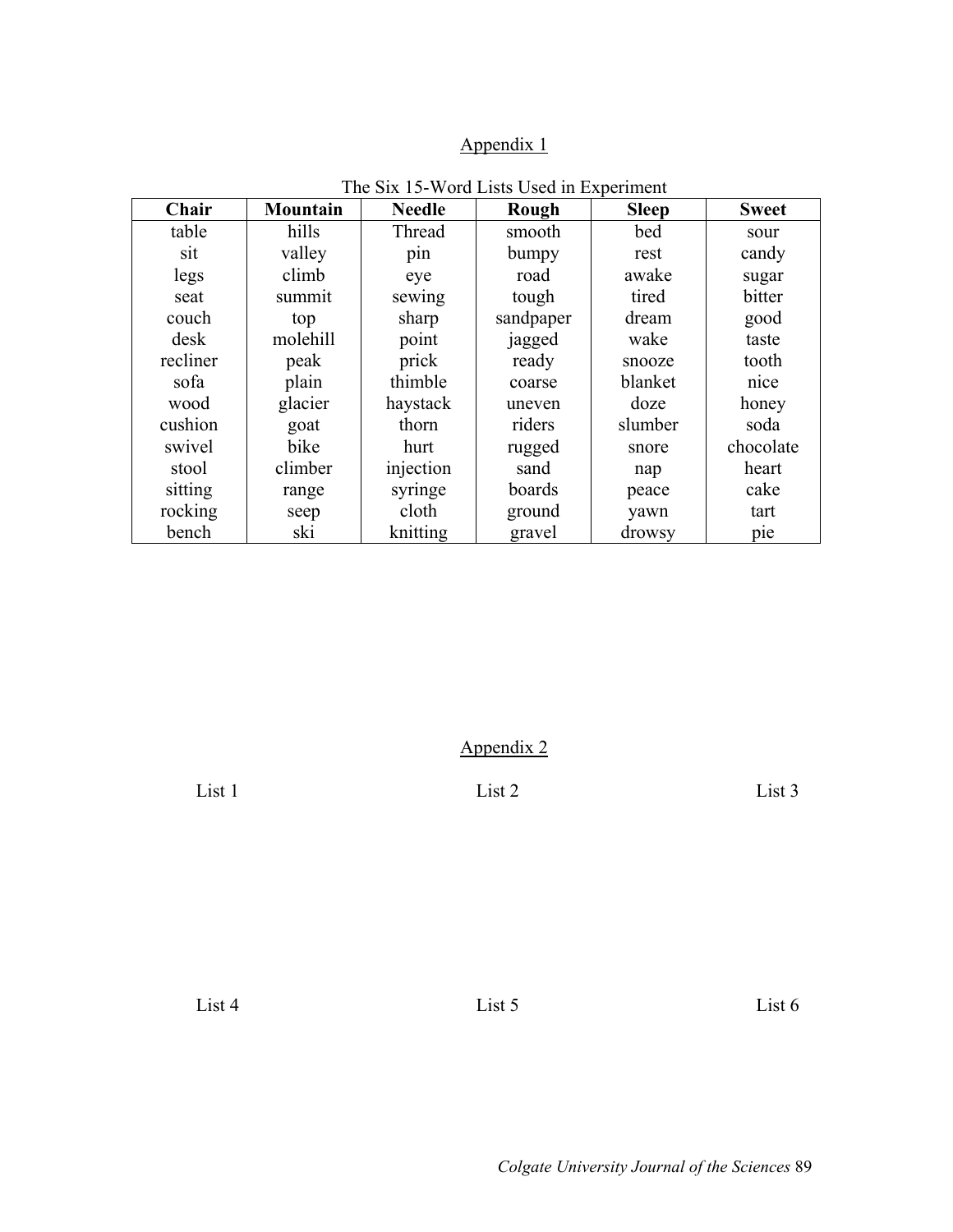## Appendix 1

The Six 15-Word Lists Used in Experiment

| Chair | Mountain | Needle | Rough | Sleep | Sweet |
|---|---|---|---|---|---|
| table | hills | Thread | smooth | bed | sour |
| sit | valley | pin | bumpy | rest | candy |
| legs | climb | eye | road | awake | sugar |
| seat | summit | sewing | tough | tired | bitter |
| couch | top | sharp | sandpaper | dream | good |
| desk | molehill | point | jagged | wake | taste |
| recliner | peak | prick | ready | snooze | tooth |
| sofa | plain | thimble | coarse | blanket | nice |
| wood | glacier | haystack | uneven | doze | honey |
| cushion | goat | thorn | riders | slumber | soda |
| swivel | bike | hurt | rugged | snore | chocolate |
| stool | climber | injection | sand | nap | heart |
| sitting | range | syringe | boards | peace | cake |
| rocking | seep | cloth | ground | yawn | tart |
| bench | ski | knitting | gravel | drowsy | pie |

## Appendix 2

List 1 List 2 List 3

List 4 List 5 List 6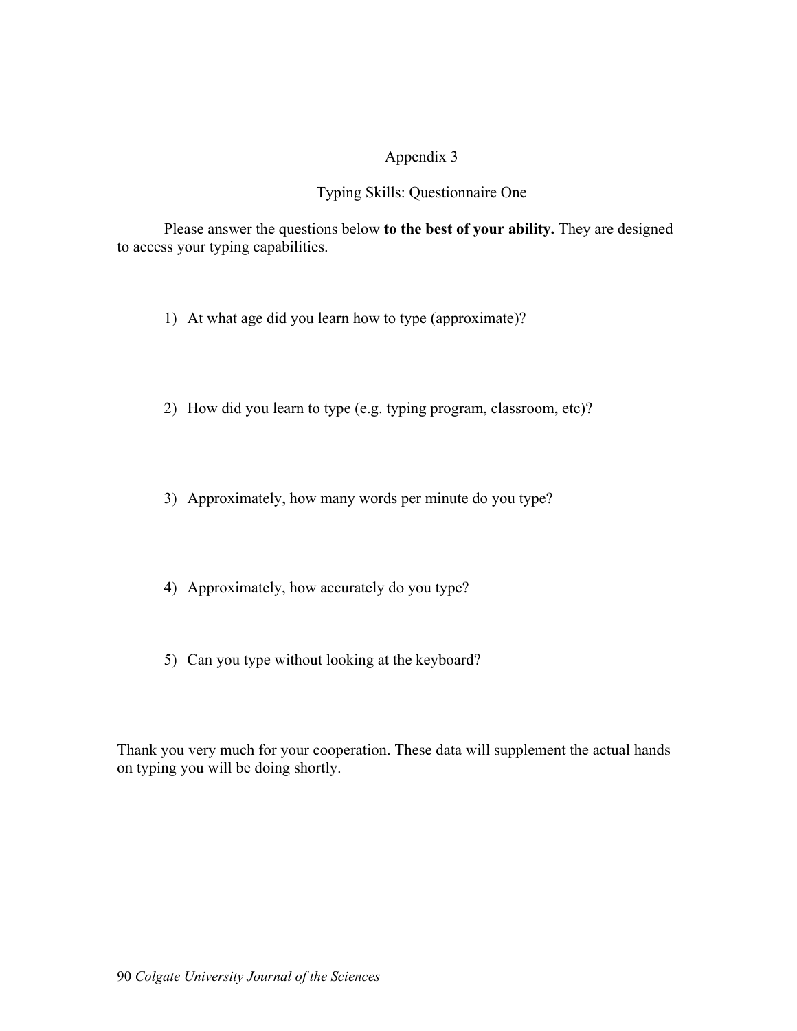# Appendix 3

## Typing Skills: Questionnaire One

Please answer the questions below **to the best of your ability.** They are designed to access your typing capabilities.

1) At what age did you learn how to type (approximate)?

2) How did you learn to type (e.g. typing program, classroom, etc)?

3) Approximately, how many words per minute do you type?

4) Approximately, how accurately do you type?

5) Can you type without looking at the keyboard?

Thank you very much for your cooperation. These data will supplement the actual hands on typing you will be doing shortly.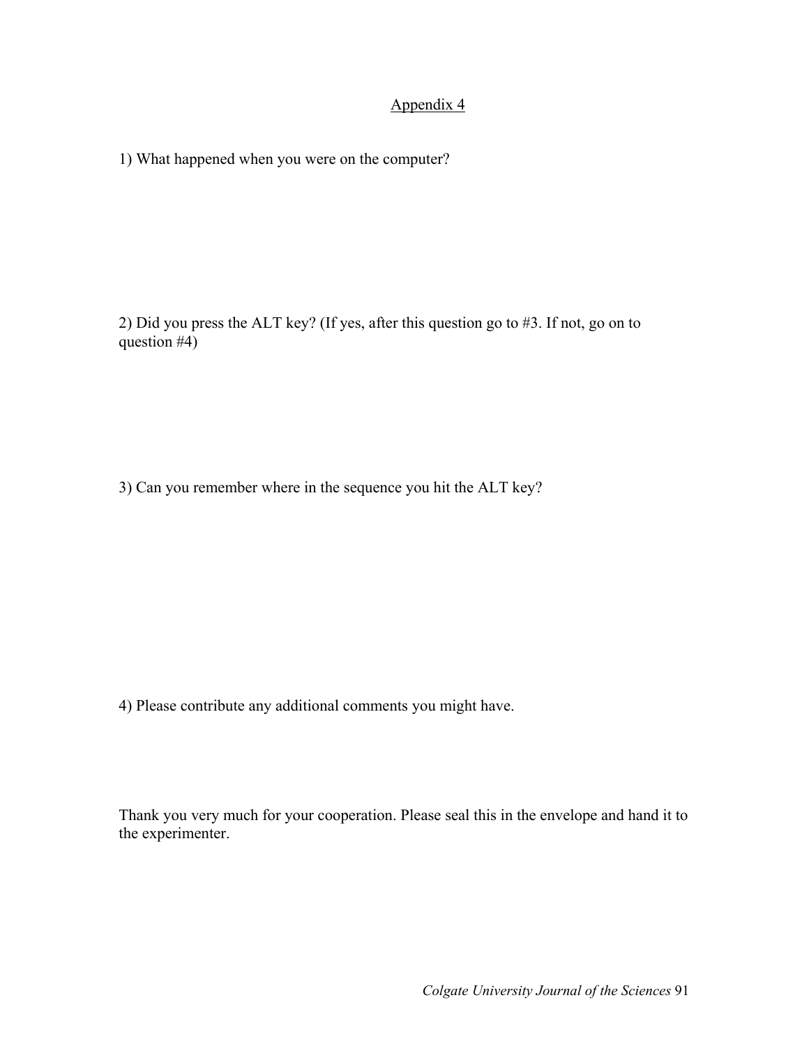## Appendix 4

1) What happened when you were on the computer?

2) Did you press the ALT key? (If yes, after this question go to #3. If not, go on to question #4)

3) Can you remember where in the sequence you hit the ALT key?

4) Please contribute any additional comments you might have.

Thank you very much for your cooperation. Please seal this in the envelope and hand it to the experimenter.